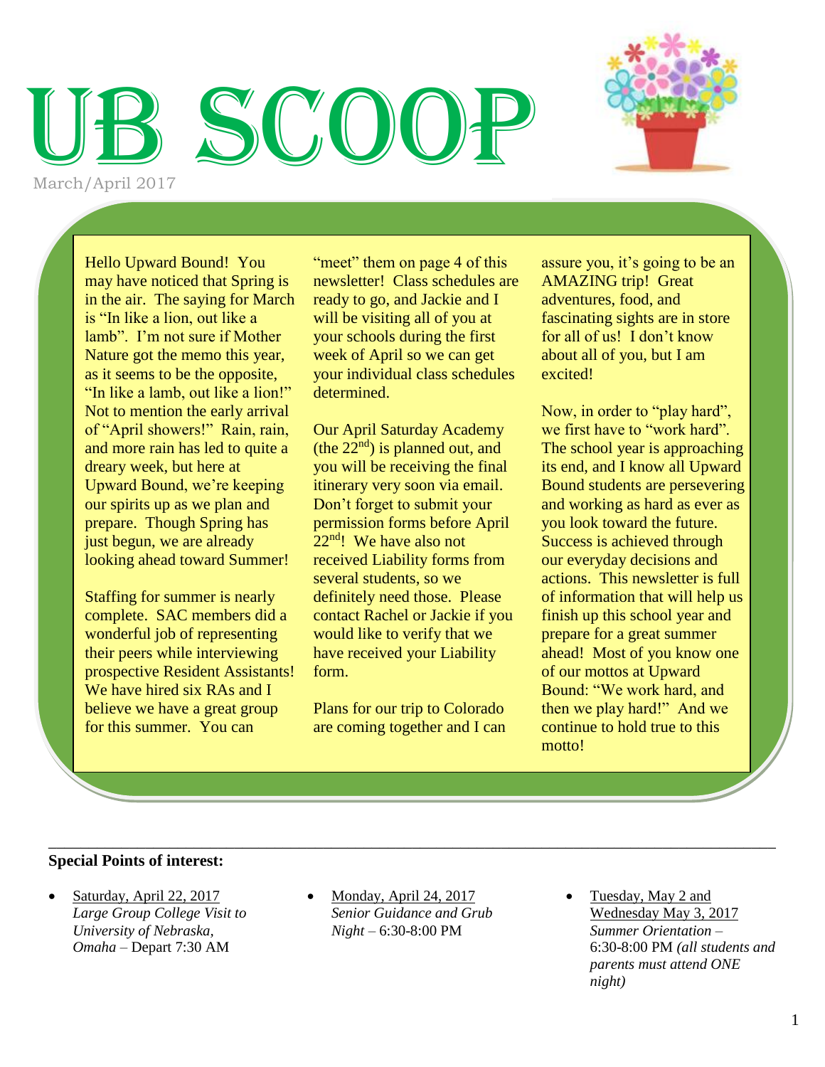# UB SCOOP

March/April 2017

Hello Upward Bound! You may have noticed that Spring is in the air. The saying for March is "In like a lion, out like a lamb". I'm not sure if Mother Nature got the memo this year, as it seems to be the opposite, "In like a lamb, out like a lion!" Not to mention the early arrival of "April showers!" Rain, rain, and more rain has led to quite a dreary week, but here at Upward Bound, we're keeping our spirits up as we plan and prepare. Though Spring has just begun, we are already looking ahead toward Summer!

Staffing for summer is nearly complete. SAC members did a wonderful job of representing their peers while interviewing prospective Resident Assistants! We have hired six RAs and I believe we have a great group for this summer. You can "meet" them on page 4 of this newsletter! Class schedules are ready to go, and Jackie and I will be visiting all of you at your schools during the first week of April so we can get your individual class schedules determined.

Our April Saturday Academy (the 22nd) is planned out, and you will be receiving the final itinerary very soon via email. Don't forget to submit your permission forms before April 22nd! We have also not received Liability forms from several students, so we definitely need those. Please contact Rachel or Jackie if you would like to verify that we have received your Liability form.

Plans for our trip to Colorado are coming together and I can assure you, it's going to be an AMAZING trip! Great adventures, food, and fascinating sights are in store for all of us! I don't know about all of you, but I am excited!

Now, in order to "play hard", we first have to "work hard". The school year is approaching its end, and I know all Upward Bound students are persevering and working as hard as ever as you look toward the future. Success is achieved through our everyday decisions and actions. This newsletter is full of information that will help us finish up this school year and prepare for a great summer ahead! Most of you know one of our mottos at Upward Bound: "We work hard, and then we play hard!" And we continue to hold true to this motto!

---

**Special Points of interest:**

- Saturday, April 22, 2017
  *Large Group College Visit to University of Nebraska, Omaha* – Depart 7:30 AM
- Monday, April 24, 2017
  *Senior Guidance and Grub Night* – 6:30-8:00 PM
- Tuesday, May 2 and Wednesday May 3, 2017
  *Summer Orientation* – 6:30-8:00 PM *(all students and parents must attend ONE night)*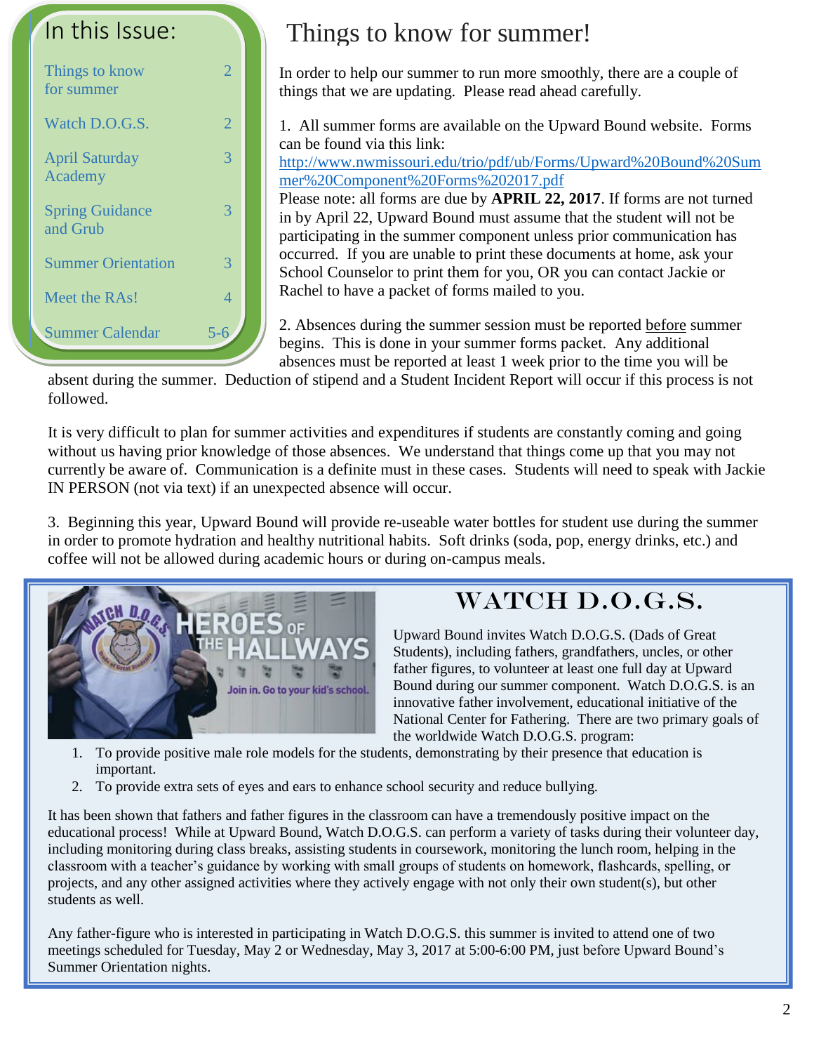## In this Issue:

| | |
|---|---|
| Things to know for summer | 2 |
| Watch D.O.G.S. | 2 |
| April Saturday Academy | 3 |
| Spring Guidance and Grub | 3 |
| Summer Orientation | 3 |
| Meet the RAs! | 4 |
| Summer Calendar | 5-6 |

# Things to know for summer!

In order to help our summer to run more smoothly, there are a couple of things that we are updating. Please read ahead carefully.

1. All summer forms are available on the Upward Bound website. Forms can be found via this link: http://www.nwmissouri.edu/trio/pdf/ub/Forms/Upward%20Bound%20Summer%20Component%20Forms%202017.pdf
Please note: all forms are due by **APRIL 22, 2017**. If forms are not turned in by April 22, Upward Bound must assume that the student will not be participating in the summer component unless prior communication has occurred. If you are unable to print these documents at home, ask your School Counselor to print them for you, OR you can contact Jackie or Rachel to have a packet of forms mailed to you.

2. Absences during the summer session must be reported before summer begins. This is done in your summer forms packet. Any additional absences must be reported at least 1 week prior to the time you will be absent during the summer. Deduction of stipend and a Student Incident Report will occur if this process is not followed.

It is very difficult to plan for summer activities and expenditures if students are constantly coming and going without us having prior knowledge of those absences. We understand that things come up that you may not currently be aware of. Communication is a definite must in these cases. Students will need to speak with Jackie IN PERSON (not via text) if an unexpected absence will occur.

3. Beginning this year, Upward Bound will provide re-useable water bottles for student use during the summer in order to promote hydration and healthy nutritional habits. Soft drinks (soda, pop, energy drinks, etc.) and coffee will not be allowed during academic hours or during on-campus meals.

# WATCH D.O.G.S.

Upward Bound invites Watch D.O.G.S. (Dads of Great Students), including fathers, grandfathers, uncles, or other father figures, to volunteer at least one full day at Upward Bound during our summer component. Watch D.O.G.S. is an innovative father involvement, educational initiative of the National Center for Fathering. There are two primary goals of the worldwide Watch D.O.G.S. program:

1. To provide positive male role models for the students, demonstrating by their presence that education is important.
2. To provide extra sets of eyes and ears to enhance school security and reduce bullying.

It has been shown that fathers and father figures in the classroom can have a tremendously positive impact on the educational process! While at Upward Bound, Watch D.O.G.S. can perform a variety of tasks during their volunteer day, including monitoring during class breaks, assisting students in coursework, monitoring the lunch room, helping in the classroom with a teacher's guidance by working with small groups of students on homework, flashcards, spelling, or projects, and any other assigned activities where they actively engage with not only their own student(s), but other students as well.

Any father-figure who is interested in participating in Watch D.O.G.S. this summer is invited to attend one of two meetings scheduled for Tuesday, May 2 or Wednesday, May 3, 2017 at 5:00-6:00 PM, just before Upward Bound's Summer Orientation nights.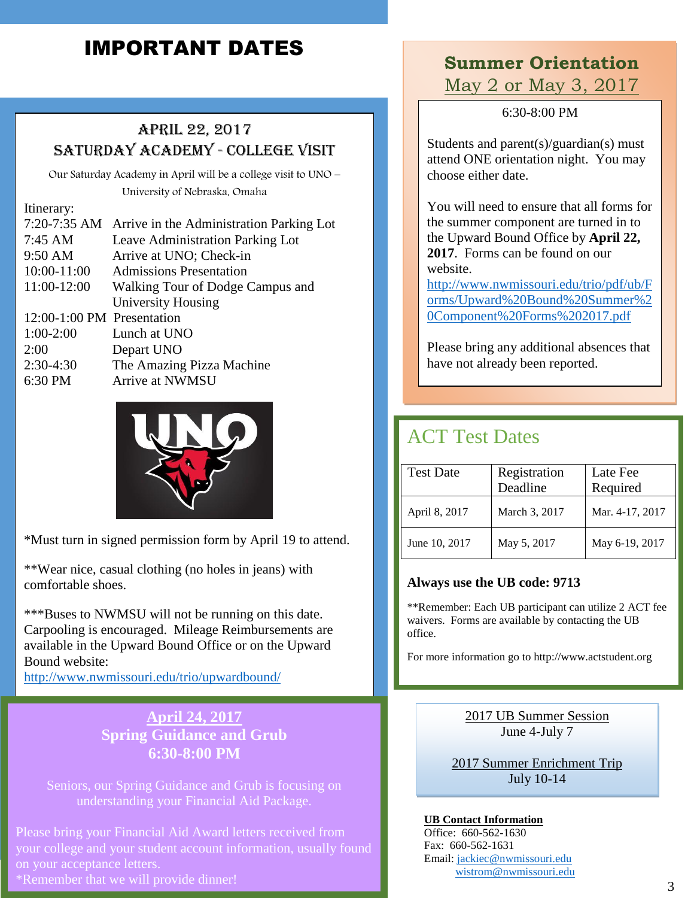# IMPORTANT DATES

## APRIL 22, 2017
## SATURDAY ACADEMY - COLLEGE VISIT

Our Saturday Academy in April will be a college visit to UNO – University of Nebraska, Omaha

Itinerary:

| | |
|---|---|
| 7:20-7:35 AM | Arrive in the Administration Parking Lot |
| 7:45 AM | Leave Administration Parking Lot |
| 9:50 AM | Arrive at UNO; Check-in |
| 10:00-11:00 | Admissions Presentation |
| 11:00-12:00 | Walking Tour of Dodge Campus and University Housing |
| 12:00-1:00 PM | Presentation |
| 1:00-2:00 | Lunch at UNO |
| 2:00 | Depart UNO |
| 2:30-4:30 | The Amazing Pizza Machine |
| 6:30 PM | Arrive at NWMSU |

*Must turn in signed permission form by April 19 to attend.

**Wear nice, casual clothing (no holes in jeans) with comfortable shoes.

***Buses to NWMSU will not be running on this date. Carpooling is encouraged. Mileage Reimbursements are available in the Upward Bound Office or on the Upward Bound website: http://www.nwmissouri.edu/trio/upwardbound/

## April 24, 2017
## Spring Guidance and Grub
## 6:30-8:00 PM

Seniors, our Spring Guidance and Grub is focusing on understanding your Financial Aid Package.

Please bring your Financial Aid Award letters received from your college and your student account information, usually found on your acceptance letters.
*Remember that we will provide dinner!

## Summer Orientation
## May 2 or May 3, 2017

6:30-8:00 PM

Students and parent(s)/guardian(s) must attend ONE orientation night. You may choose either date.

You will need to ensure that all forms for the summer component are turned in to the Upward Bound Office by **April 22, 2017**. Forms can be found on our website. http://www.nwmissouri.edu/trio/pdf/ub/Forms/Upward%20Bound%20Summer%20Component%20Forms%202017.pdf

Please bring any additional absences that have not already been reported.

## ACT Test Dates

| Test Date | Registration Deadline | Late Fee Required |
|---|---|---|
| April 8, 2017 | March 3, 2017 | Mar. 4-17, 2017 |
| June 10, 2017 | May 5, 2017 | May 6-19, 2017 |

**Always use the UB code: 9713**

**Remember: Each UB participant can utilize 2 ACT fee waivers. Forms are available by contacting the UB office.

For more information go to http://www.actstudent.org

2017 UB Summer Session
June 4-July 7

2017 Summer Enrichment Trip
July 10-14

**UB Contact Information**
Office: 660-562-1630
Fax: 660-562-1631
Email: jackiec@nwmissouri.edu
wistrom@nwmissouri.edu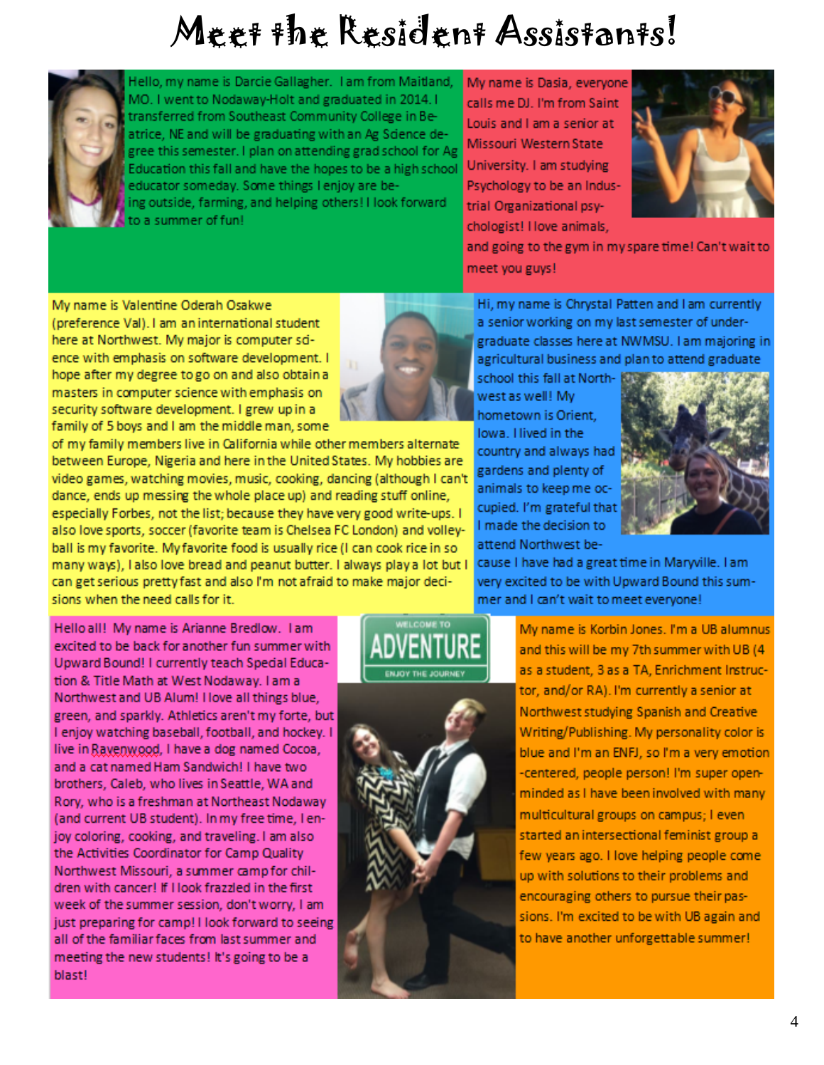# Meet the Resident Assistants!

Hello, my name is Darcie Gallagher. I am from Maitland, MO. I went to Nodaway-Holt and graduated in 2014. I transferred from Southeast Community College in Beatrice, NE and will be graduating with an Ag Science degree this semester. I plan on attending grad school for Ag Education this fall and have the hopes to be a high school educator someday. Some things I enjoy are being outside, farming, and helping others! I look forward to a summer of fun!

My name is Dasia, everyone calls me DJ. I'm from Saint Louis and I am a senior at Missouri Western State University. I am studying Psychology to be an Industrial Organizational psychologist! I love animals, and going to the gym in my spare time! Can't wait to meet you guys!

My name is Valentine Oderah Osakwe (preference Val). I am an international student here at Northwest. My major is computer science with emphasis on software development. I hope after my degree to go on and also obtain a masters in computer science with emphasis on security software development. I grew up in a family of 5 boys and I am the middle man, some of my family members live in California while other members alternate between Europe, Nigeria and here in the United States. My hobbies are video games, watching movies, music, cooking, dancing (although I can't dance, ends up messing the whole place up) and reading stuff online, especially Forbes, not the list; because they have very good write-ups. I also love sports, soccer (favorite team is Chelsea FC London) and volleyball is my favorite. My favorite food is usually rice (I can cook rice in so many ways), I also love bread and peanut butter. I always play a lot but I can get serious pretty fast and also I'm not afraid to make major decisions when the need calls for it.

Hi, my name is Chrystal Patten and I am currently a senior working on my last semester of undergraduate classes here at NWMSU. I am majoring in agricultural business and plan to attend graduate school this fall at Northwest as well! My hometown is Orient, Iowa. I lived in the country and always had gardens and plenty of animals to keep me occupied. I'm grateful that I made the decision to attend Northwest because I have had a great time in Maryville. I am very excited to be with Upward Bound this summer and I can't wait to meet everyone!

Hello all! My name is Arianne Bredlow. I am excited to be back for another fun summer with Upward Bound! I currently teach Special Education & Title Math at West Nodaway. I am a Northwest and UB Alum! I love all things blue, green, and sparkly. Athletics aren't my forte, but I enjoy watching baseball, football, and hockey. I live in Ravenwood, I have a dog named Cocoa, and a cat named Ham Sandwich! I have two brothers, Caleb, who lives in Seattle, WA and Rory, who is a freshman at Northeast Nodaway (and current UB student). In my free time, I enjoy coloring, cooking, and traveling. I am also the Activities Coordinator for Camp Quality Northwest Missouri, a summer camp for children with cancer! If I look frazzled in the first week of the summer session, don't worry, I am just preparing for camp! I look forward to seeing all of the familiar faces from last summer and meeting the new students! It's going to be a blast!

My name is Korbin Jones. I'm a UB alumnus and this will be my 7th summer with UB (4 as a student, 3 as a TA, Enrichment Instructor, and/or RA). I'm currently a senior at Northwest studying Spanish and Creative Writing/Publishing. My personality color is blue and I'm an ENFJ, so I'm a very emotion-centered, people person! I'm super open-minded as I have been involved with many multicultural groups on campus; I even started an intersectional feminist group a few years ago. I love helping people come up with solutions to their problems and encouraging others to pursue their passions. I'm excited to be with UB again and to have another unforgettable summer!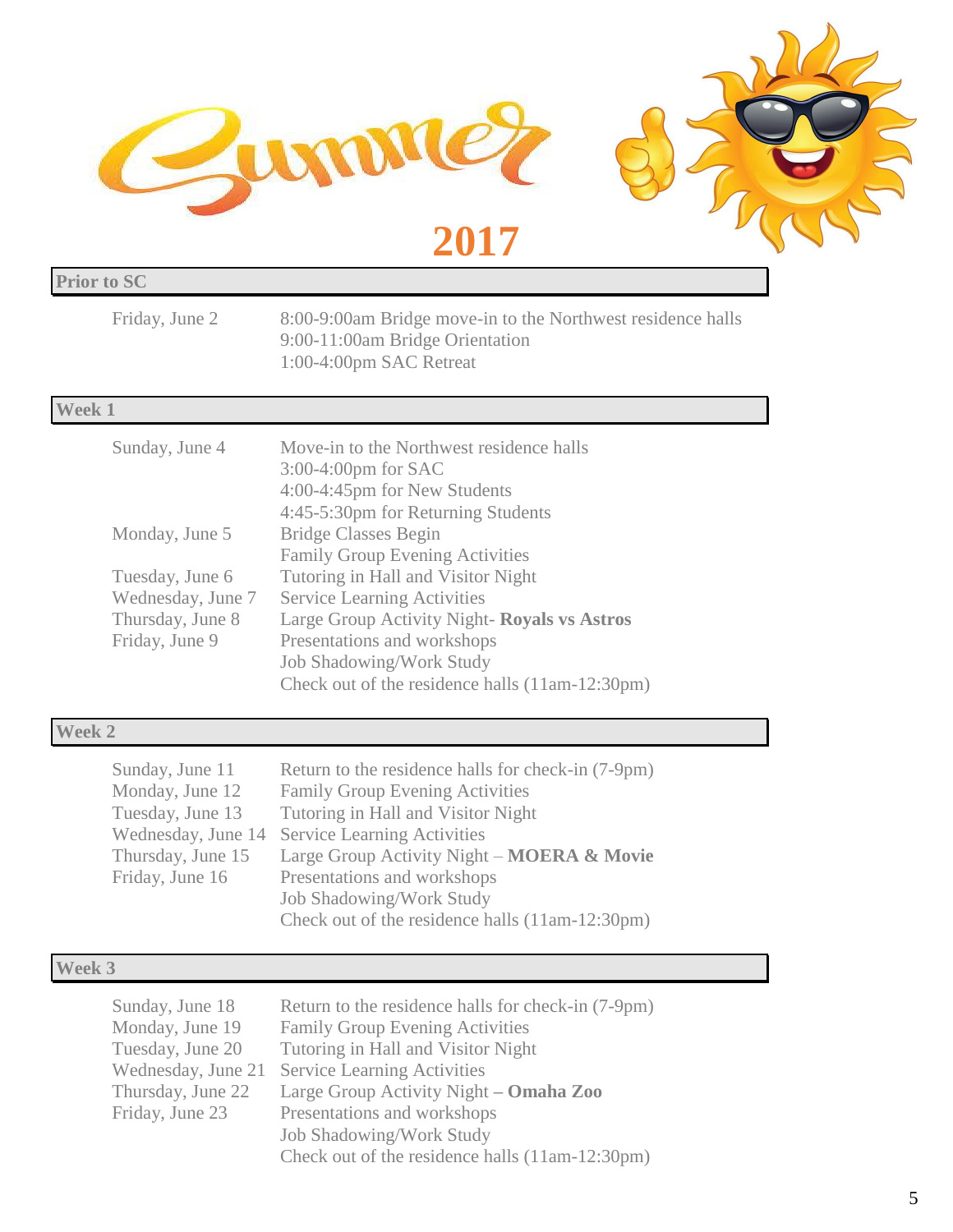# Summer 2017

## Prior to SC

| | |
|---|---|
| Friday, June 2 | 8:00-9:00am Bridge move-in to the Northwest residence halls<br>9:00-11:00am Bridge Orientation<br>1:00-4:00pm SAC Retreat |

## Week 1

| | |
|---|---|
| Sunday, June 4 | Move-in to the Northwest residence halls<br>3:00-4:00pm for SAC<br>4:00-4:45pm for New Students<br>4:45-5:30pm for Returning Students |
| Monday, June 5 | Bridge Classes Begin<br>Family Group Evening Activities |
| Tuesday, June 6 | Tutoring in Hall and Visitor Night |
| Wednesday, June 7 | Service Learning Activities |
| Thursday, June 8 | Large Group Activity Night- **Royals vs Astros** |
| Friday, June 9 | Presentations and workshops<br>Job Shadowing/Work Study<br>Check out of the residence halls (11am-12:30pm) |

## Week 2

| | |
|---|---|
| Sunday, June 11 | Return to the residence halls for check-in (7-9pm) |
| Monday, June 12 | Family Group Evening Activities |
| Tuesday, June 13 | Tutoring in Hall and Visitor Night |
| Wednesday, June 14 | Service Learning Activities |
| Thursday, June 15 | Large Group Activity Night – **MOERA & Movie** |
| Friday, June 16 | Presentations and workshops<br>Job Shadowing/Work Study<br>Check out of the residence halls (11am-12:30pm) |

## Week 3

| | |
|---|---|
| Sunday, June 18 | Return to the residence halls for check-in (7-9pm) |
| Monday, June 19 | Family Group Evening Activities |
| Tuesday, June 20 | Tutoring in Hall and Visitor Night |
| Wednesday, June 21 | Service Learning Activities |
| Thursday, June 22 | Large Group Activity Night **– Omaha Zoo** |
| Friday, June 23 | Presentations and workshops<br>Job Shadowing/Work Study<br>Check out of the residence halls (11am-12:30pm) |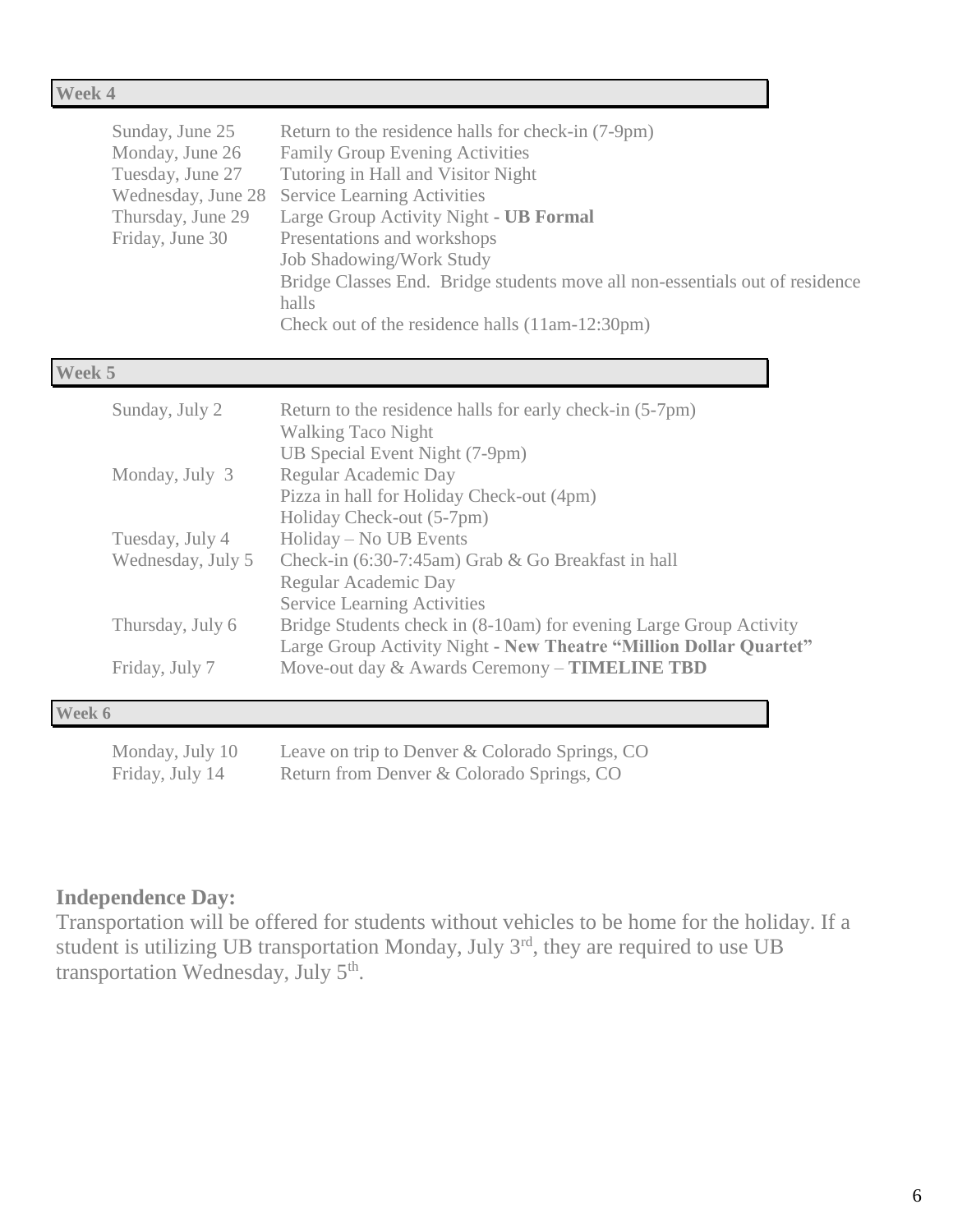## Week 4

| | |
|---|---|
| Sunday, June 25 | Return to the residence halls for check-in (7-9pm) |
| Monday, June 26 | Family Group Evening Activities |
| Tuesday, June 27 | Tutoring in Hall and Visitor Night |
| Wednesday, June 28 | Service Learning Activities |
| Thursday, June 29 | Large Group Activity Night **- UB Formal** |
| Friday, June 30 | Presentations and workshops<br>Job Shadowing/Work Study<br>Bridge Classes End. Bridge students move all non-essentials out of residence halls<br>Check out of the residence halls (11am-12:30pm) |

## Week 5

| | |
|---|---|
| Sunday, July 2 | Return to the residence halls for early check-in (5-7pm)<br>Walking Taco Night<br>UB Special Event Night (7-9pm) |
| Monday, July 3 | Regular Academic Day<br>Pizza in hall for Holiday Check-out (4pm)<br>Holiday Check-out (5-7pm) |
| Tuesday, July 4 | Holiday – No UB Events |
| Wednesday, July 5 | Check-in (6:30-7:45am) Grab & Go Breakfast in hall<br>Regular Academic Day<br>Service Learning Activities |
| Thursday, July 6 | Bridge Students check in (8-10am) for evening Large Group Activity<br>Large Group Activity Night **- New Theatre "Million Dollar Quartet"** |
| Friday, July 7 | Move-out day & Awards Ceremony – **TIMELINE TBD** |

## Week 6

| | |
|---|---|
| Monday, July 10 | Leave on trip to Denver & Colorado Springs, CO |
| Friday, July 14 | Return from Denver & Colorado Springs, CO |

**Independence Day:**
Transportation will be offered for students without vehicles to be home for the holiday. If a student is utilizing UB transportation Monday, July 3rd, they are required to use UB transportation Wednesday, July 5th.